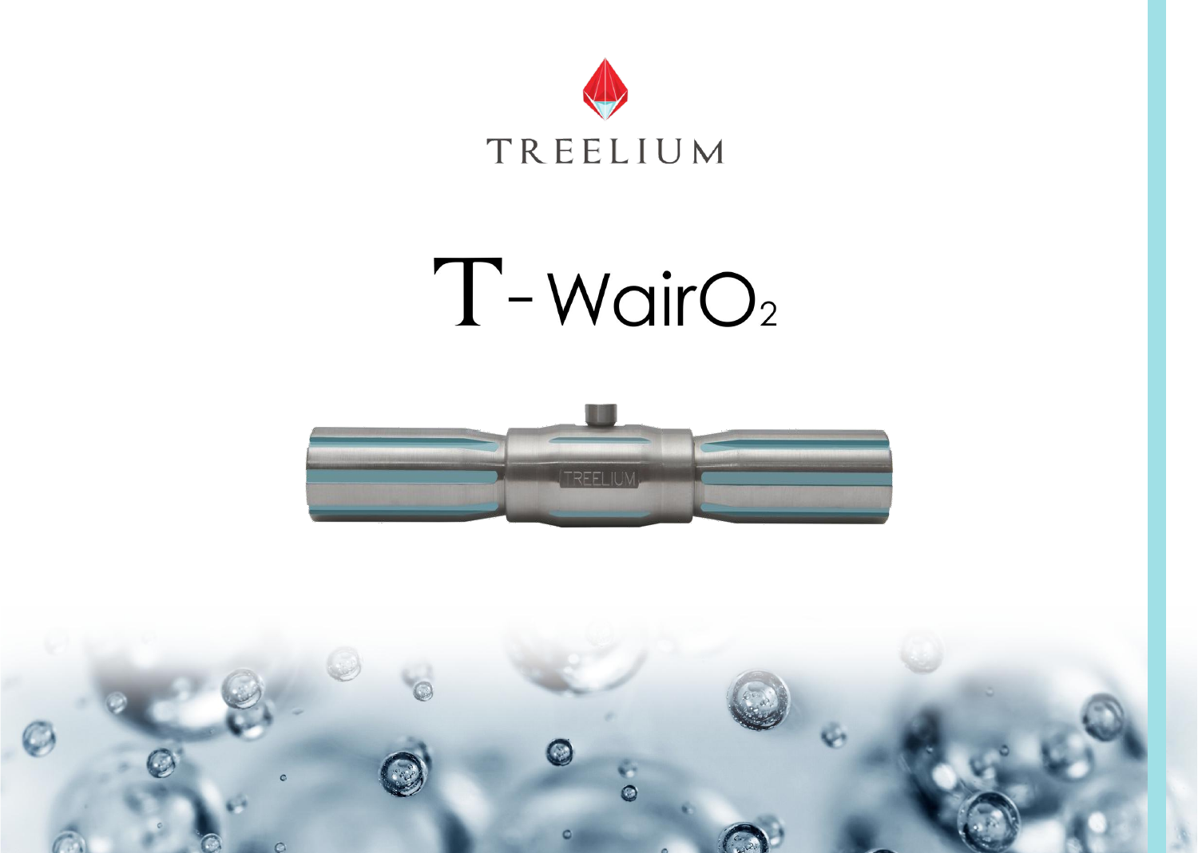TREELIUM

# T-Wair$O_2$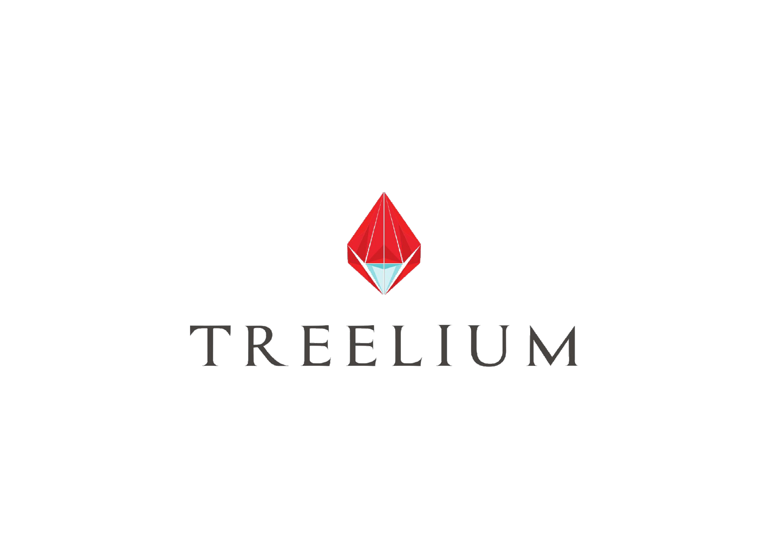TREELIUM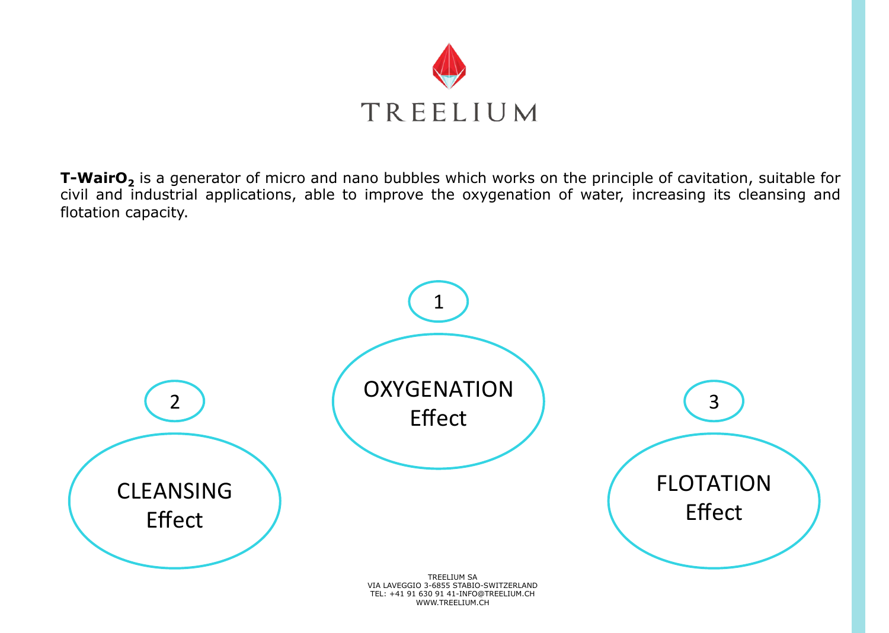TREELIUM

**T-WairO$_2$** is a generator of micro and nano bubbles which works on the principle of cavitation, suitable for civil and industrial applications, able to improve the oxygenation of water, increasing its cleansing and flotation capacity.

1. OXYGENATION Effect
2. CLEANSING Effect
3. FLOTATION Effect

TREELIUM SA
VIA LAVEGGIO 3-6855 STABIO-SWITZERLAND
TEL: +41 91 630 91 41-INFO@TREELIUM.CH
WWW.TREELIUM.CH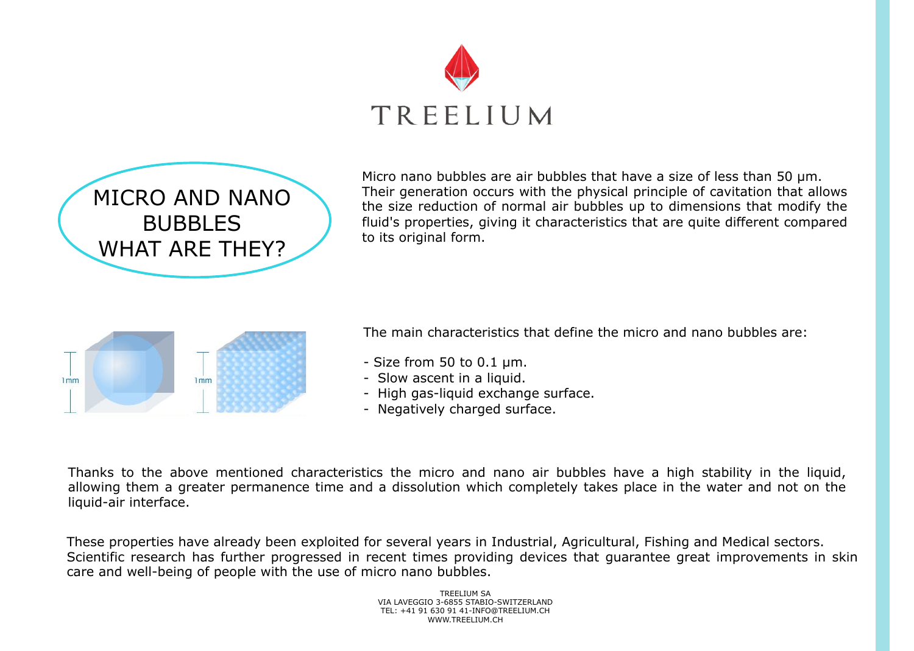# TREELIUM

## MICRO AND NANO BUBBLES WHAT ARE THEY?

Micro nano bubbles are air bubbles that have a size of less than 50 μm. Their generation occurs with the physical principle of cavitation that allows the size reduction of normal air bubbles up to dimensions that modify the fluid's properties, giving it characteristics that are quite different compared to its original form.

The main characteristics that define the micro and nano bubbles are:

- Size from 50 to 0.1 μm.
- Slow ascent in a liquid.
- High gas-liquid exchange surface.
- Negatively charged surface.

Thanks to the above mentioned characteristics the micro and nano air bubbles have a high stability in the liquid, allowing them a greater permanence time and a dissolution which completely takes place in the water and not on the liquid-air interface.

These properties have already been exploited for several years in Industrial, Agricultural, Fishing and Medical sectors. Scientific research has further progressed in recent times providing devices that guarantee great improvements in skin care and well-being of people with the use of micro nano bubbles.

TREELIUM SA
VIA LAVEGGIO 3-6855 STABIO-SWITZERLAND
TEL: +41 91 630 91 41-INFO@TREELIUM.CH
WWW.TREELIUM.CH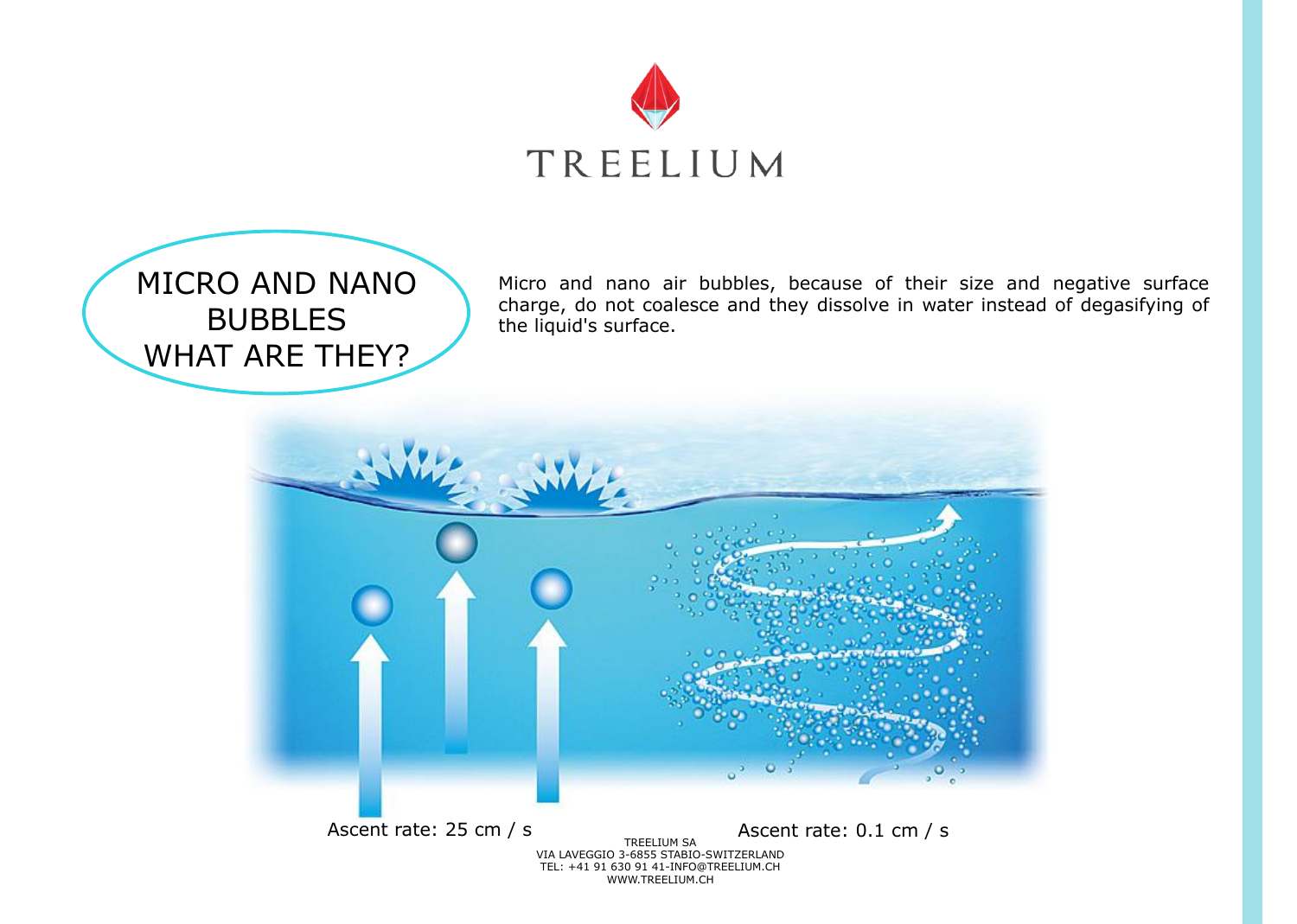TREELIUM

# MICRO AND NANO BUBBLES WHAT ARE THEY?

Micro and nano air bubbles, because of their size and negative surface charge, do not coalesce and they dissolve in water instead of degasifying of the liquid's surface.

Ascent rate: 25 cm / s

Ascent rate: 0.1 cm / s

TREELIUM SA
VIA LAVEGGIO 3-6855 STABIO-SWITZERLAND
TEL: +41 91 630 91 41-INFO@TREELIUM.CH
WWW.TREELIUM.CH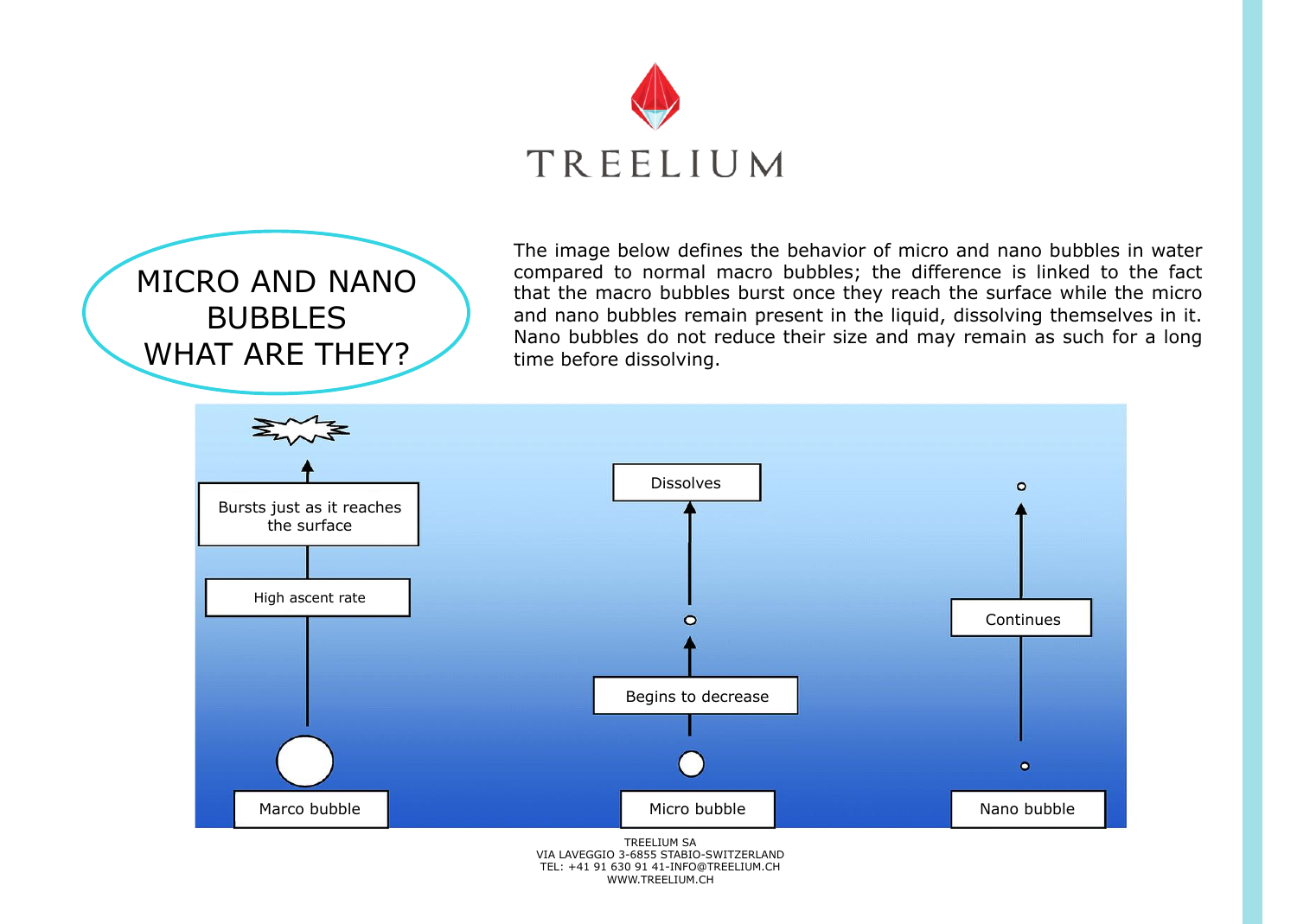# TREELIUM

## MICRO AND NANO BUBBLES WHAT ARE THEY?

The image below defines the behavior of micro and nano bubbles in water compared to normal macro bubbles; the difference is linked to the fact that the macro bubbles burst once they reach the surface while the micro and nano bubbles remain present in the liquid, dissolving themselves in it. Nano bubbles do not reduce their size and may remain as such for a long time before dissolving.

Bursts just as it reaches the surface

High ascent rate

Marco bubble

Dissolves

Begins to decrease

Micro bubble

Continues

Nano bubble

TREELIUM SA
VIA LAVEGGIO 3-6855 STABIO-SWITZERLAND
TEL: +41 91 630 91 41-INFO@TREELIUM.CH
WWW.TREELIUM.CH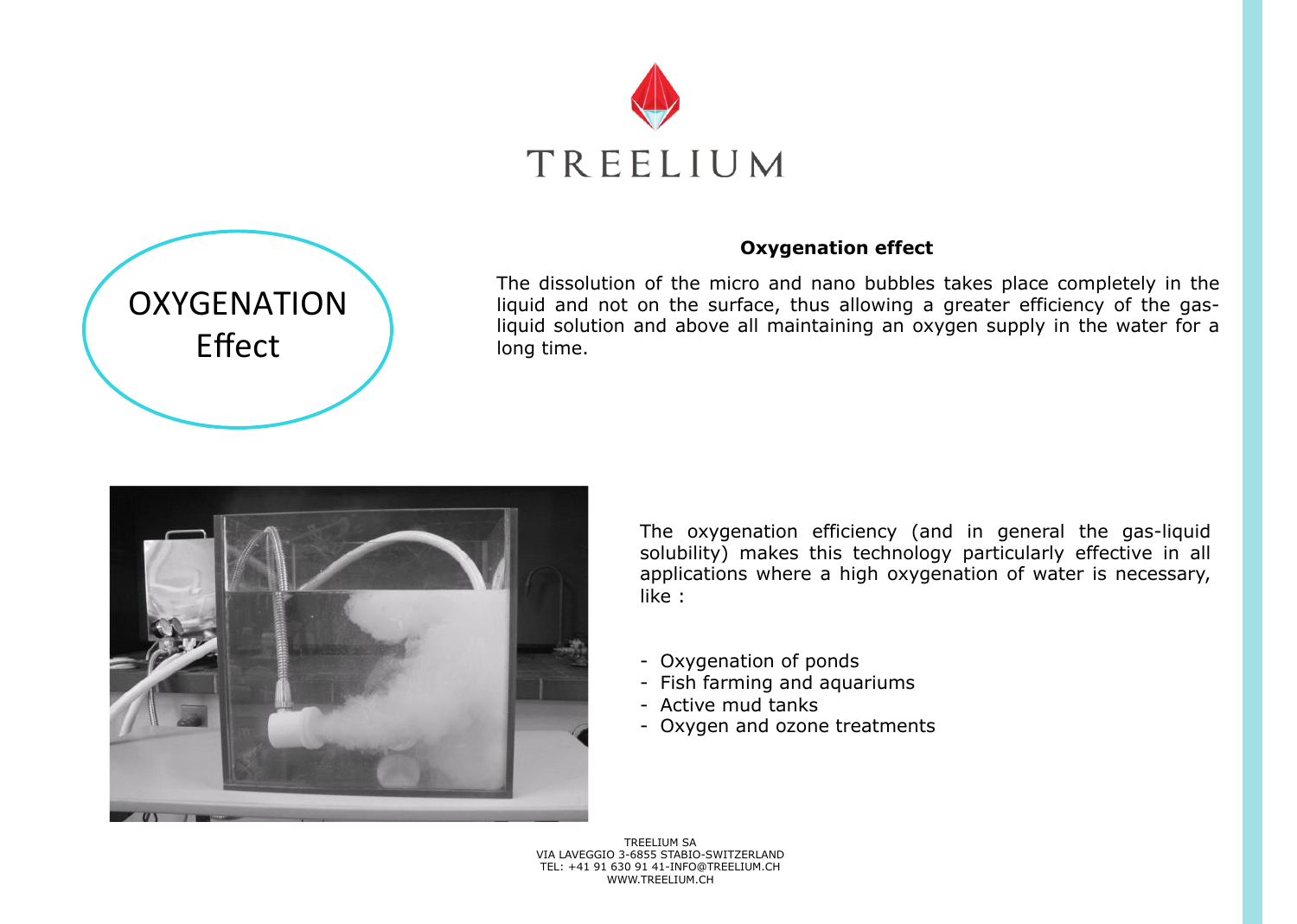TREELIUM

OXYGENATION Effect

## Oxygenation effect

The dissolution of the micro and nano bubbles takes place completely in the liquid and not on the surface, thus allowing a greater efficiency of the gas-liquid solution and above all maintaining an oxygen supply in the water for a long time.

The oxygenation efficiency (and in general the gas-liquid solubility) makes this technology particularly effective in all applications where a high oxygenation of water is necessary, like :

- Oxygenation of ponds
- Fish farming and aquariums
- Active mud tanks
- Oxygen and ozone treatments

TREELIUM SA
VIA LAVEGGIO 3-6855 STABIO-SWITZERLAND
TEL: +41 91 630 91 41-INFO@TREELIUM.CH
WWW.TREELIUM.CH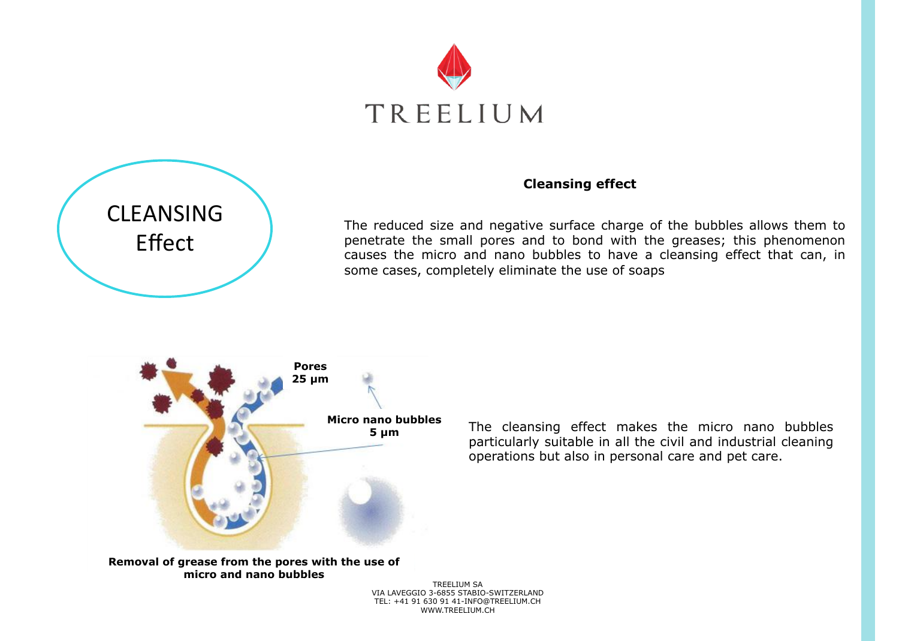# CLEANSING Effect

## Cleansing effect

The reduced size and negative surface charge of the bubbles allows them to penetrate the small pores and to bond with the greases; this phenomenon causes the micro and nano bubbles to have a cleansing effect that can, in some cases, completely eliminate the use of soaps

Pores 25 μm

Micro nano bubbles 5 μm

**Removal of grease from the pores with the use of micro and nano bubbles**

The cleansing effect makes the micro nano bubbles particularly suitable in all the civil and industrial cleaning operations but also in personal care and pet care.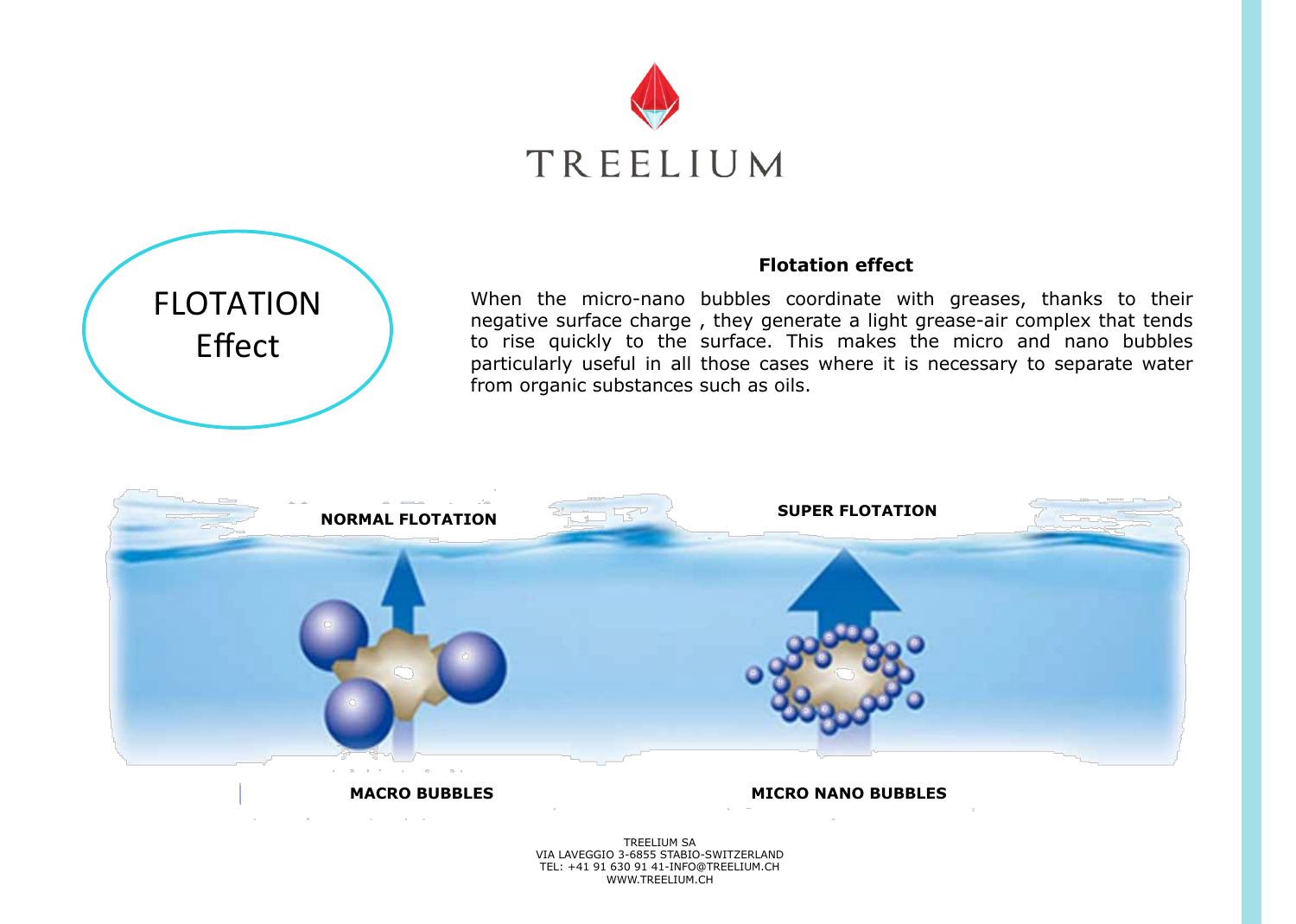TREELIUM

# FLOTATION Effect

## Flotation effect

When the micro-nano bubbles coordinate with greases, thanks to their negative surface charge , they generate a light grease-air complex that tends to rise quickly to the surface. This makes the micro and nano bubbles particularly useful in all those cases where it is necessary to separate water from organic substances such as oils.

**NORMAL FLOTATION**

**SUPER FLOTATION**

**MACRO BUBBLES**

**MICRO NANO BUBBLES**

TREELIUM SA
VIA LAVEGGIO 3-6855 STABIO-SWITZERLAND
TEL: +41 91 630 91 41-INFO@TREELIUM.CH
WWW.TREELIUM.CH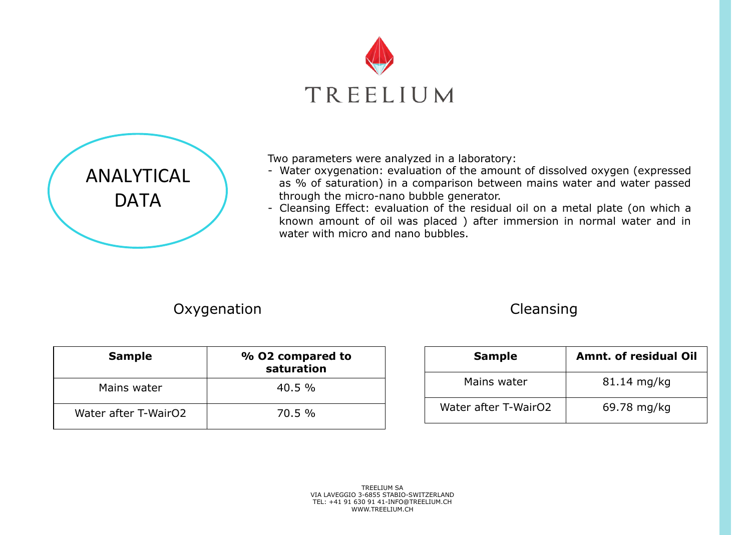# TREELIUM

## ANALYTICAL DATA

Two parameters were analyzed in a laboratory:

- Water oxygenation: evaluation of the amount of dissolved oxygen (expressed as % of saturation) in a comparison between mains water and water passed through the micro-nano bubble generator.
- Cleansing Effect: evaluation of the residual oil on a metal plate (on which a known amount of oil was placed ) after immersion in normal water and in water with micro and nano bubbles.

### Oxygenation

| Sample | % O2 compared to saturation |
| --- | --- |
| Mains water | 40.5 % |
| Water after T-WairO2 | 70.5 % |

### Cleansing

| Sample | Amnt. of residual Oil |
| --- | --- |
| Mains water | 81.14 mg/kg |
| Water after T-WairO2 | 69.78 mg/kg |

TREELIUM SA
VIA LAVEGGIO 3-6855 STABIO-SWITZERLAND
TEL: +41 91 630 91 41-INFO@TREELIUM.CH
WWW.TREELIUM.CH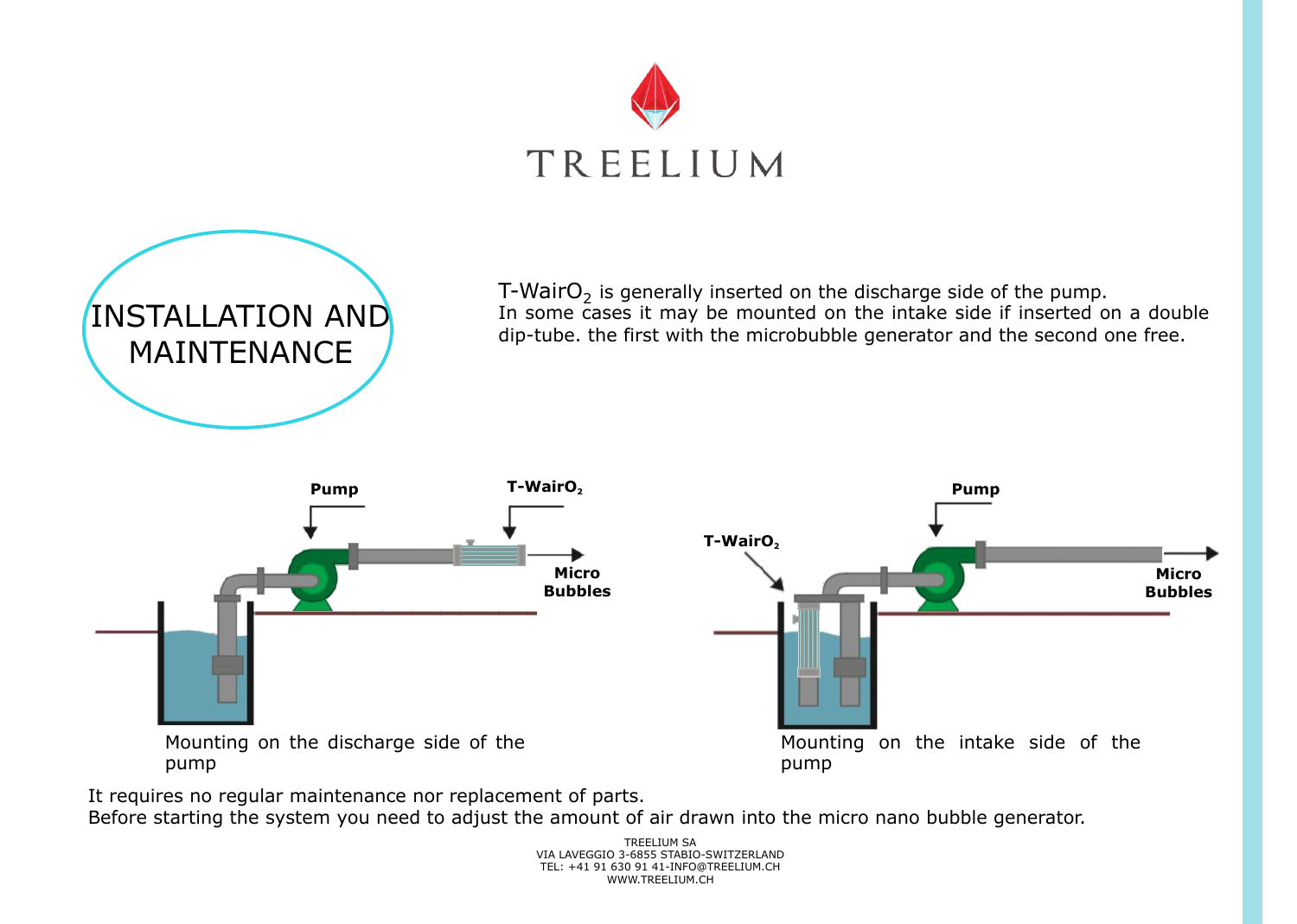# TREELIUM

## INSTALLATION AND MAINTENANCE

T-Wair$O_2$ is generally inserted on the discharge side of the pump.
In some cases it may be mounted on the intake side if inserted on a double dip-tube. the first with the microbubble generator and the second one free.

Pump

T-Wair$O_2$

Micro Bubbles

Mounting on the discharge side of the pump

T-Wair$O_2$

Pump

Micro Bubbles

Mounting on the intake side of the pump

It requires no regular maintenance nor replacement of parts.
Before starting the system you need to adjust the amount of air drawn into the micro nano bubble generator.

TREELIUM SA
VIA LAVEGGIO 3-6855 STABIO-SWITZERLAND
TEL: +41 91 630 91 41-INFO@TREELIUM.CH
WWW.TREELIUM.CH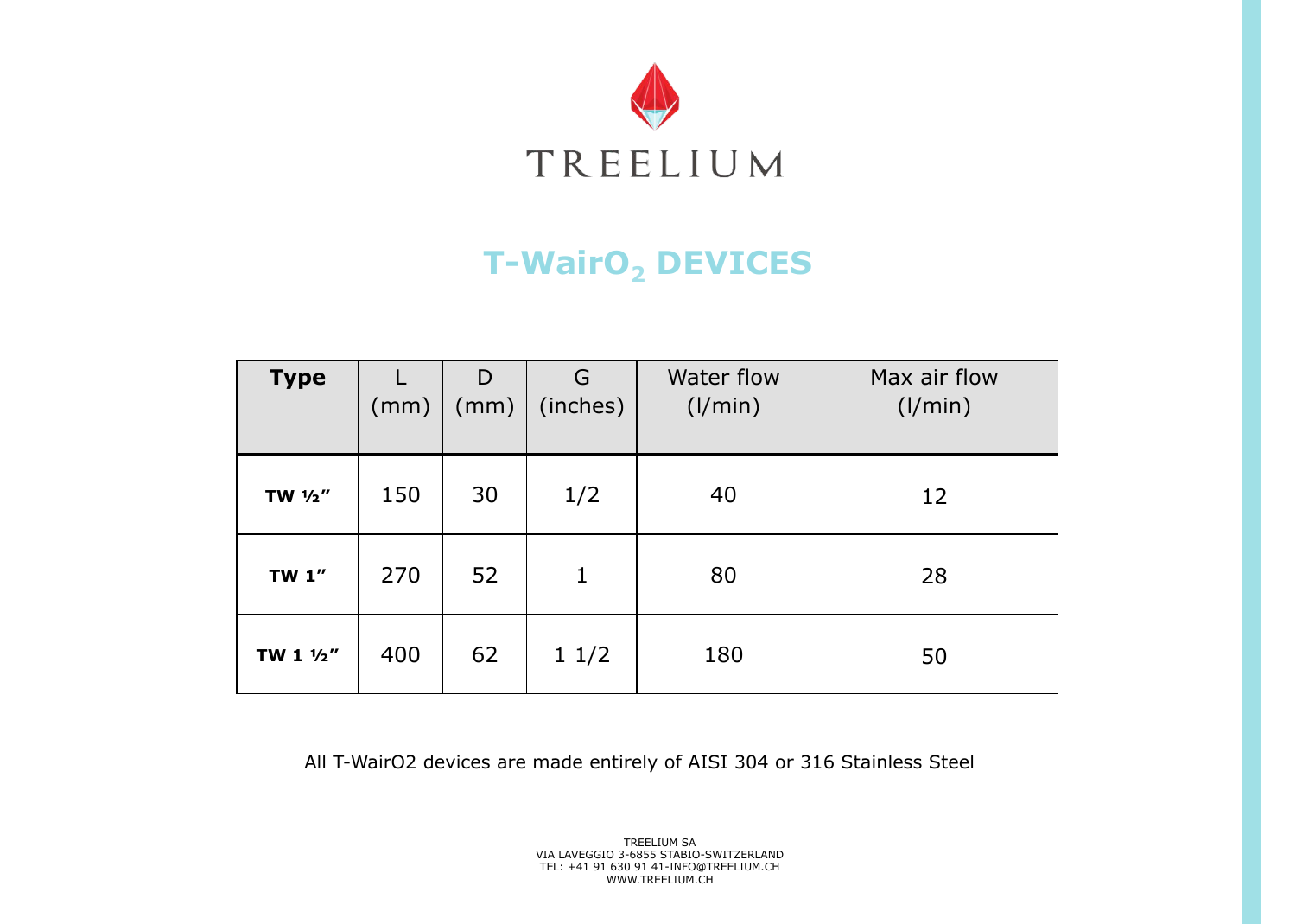TREELIUM

# T-WairO$_2$ DEVICES

| **Type** | L (mm) | D (mm) | G (inches) | Water flow (l/min) | Max air flow (l/min) |
|---|---|---|---|---|---|
| **TW ½"** | 150 | 30 | 1/2 | 40 | 12 |
| **TW 1"** | 270 | 52 | 1 | 80 | 28 |
| **TW 1 ½"** | 400 | 62 | 1 1/2 | 180 | 50 |

All T-WairO2 devices are made entirely of AISI 304 or 316 Stainless Steel

TREELIUM SA
VIA LAVEGGIO 3-6855 STABIO-SWITZERLAND
TEL: +41 91 630 91 41-INFO@TREELIUM.CH
WWW.TREELIUM.CH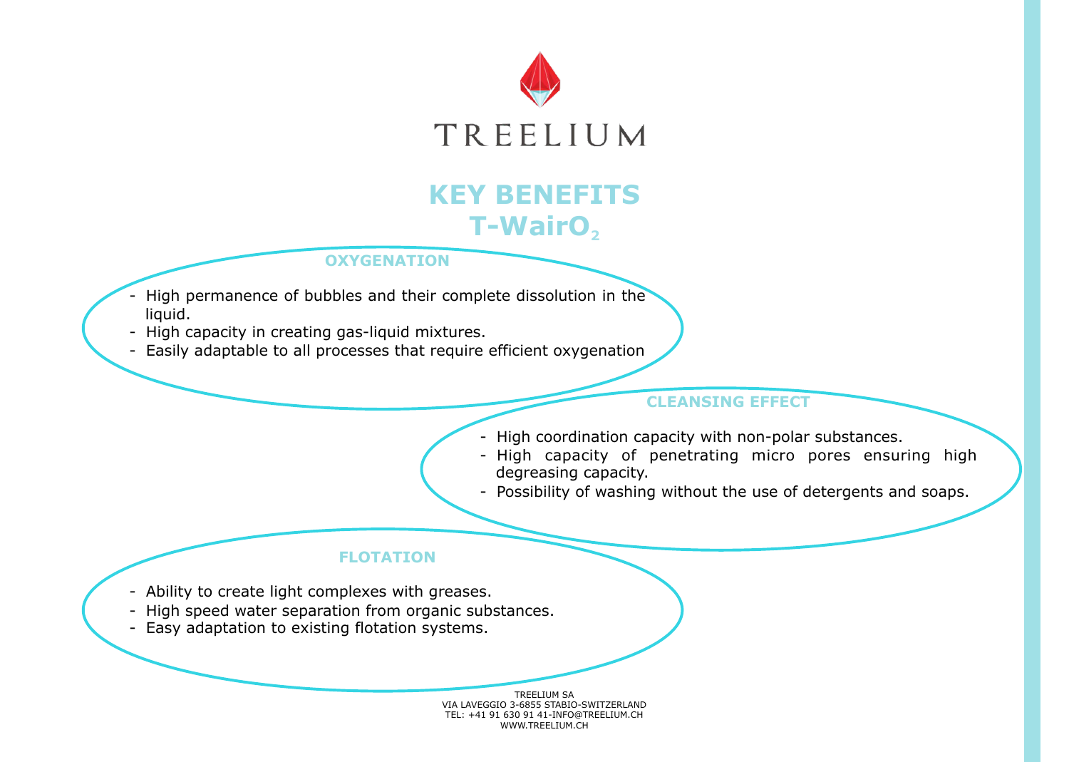TREELIUM

# KEY BENEFITS
# T-Wair$O_2$

### OXYGENATION

- High permanence of bubbles and their complete dissolution in the liquid.
- High capacity in creating gas-liquid mixtures.
- Easily adaptable to all processes that require efficient oxygenation

### CLEANSING EFFECT

- High coordination capacity with non-polar substances.
- High capacity of penetrating micro pores ensuring high degreasing capacity.
- Possibility of washing without the use of detergents and soaps.

### FLOTATION

- Ability to create light complexes with greases.
- High speed water separation from organic substances.
- Easy adaptation to existing flotation systems.

TREELIUM SA
VIA LAVEGGIO 3-6855 STABIO-SWITZERLAND
TEL: +41 91 630 91 41-INFO@TREELIUM.CH
WWW.TREELIUM.CH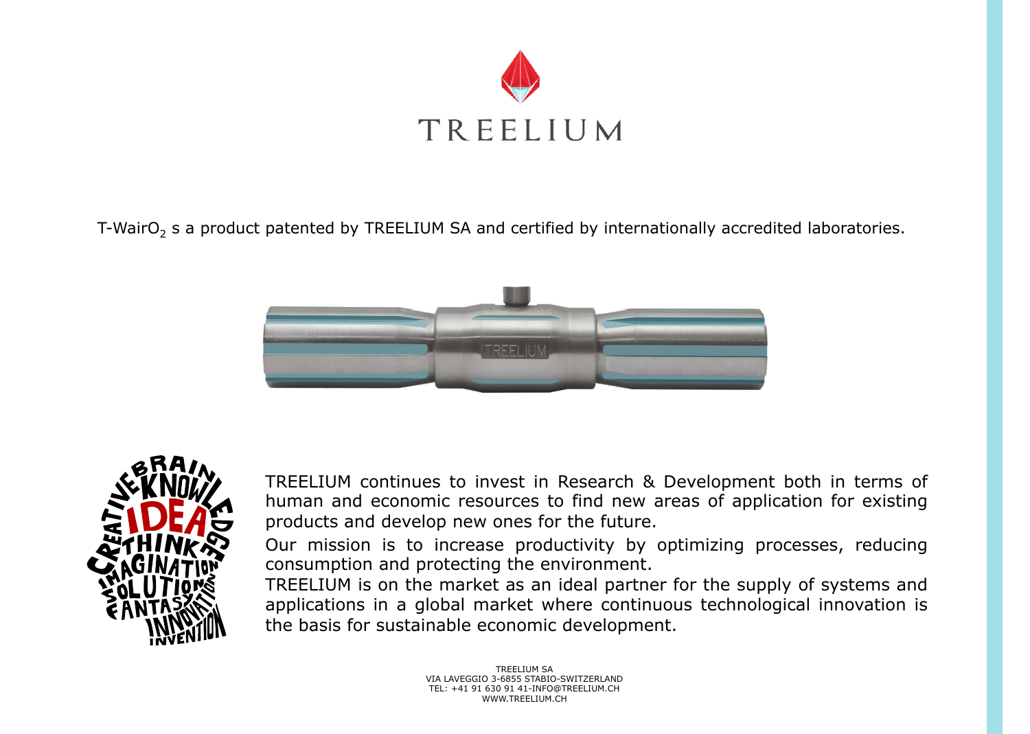TREELIUM

T-Wair$O_2$ s a product patented by TREELIUM SA and certified by internationally accredited laboratories.

TREELIUM continues to invest in Research & Development both in terms of human and economic resources to find new areas of application for existing products and develop new ones for the future.

Our mission is to increase productivity by optimizing processes, reducing consumption and protecting the environment.

TREELIUM is on the market as an ideal partner for the supply of systems and applications in a global market where continuous technological innovation is the basis for sustainable economic development.

TREELIUM SA
VIA LAVEGGIO 3-6855 STABIO-SWITZERLAND
TEL: +41 91 630 91 41-INFO@TREELIUM.CH
WWW.TREELIUM.CH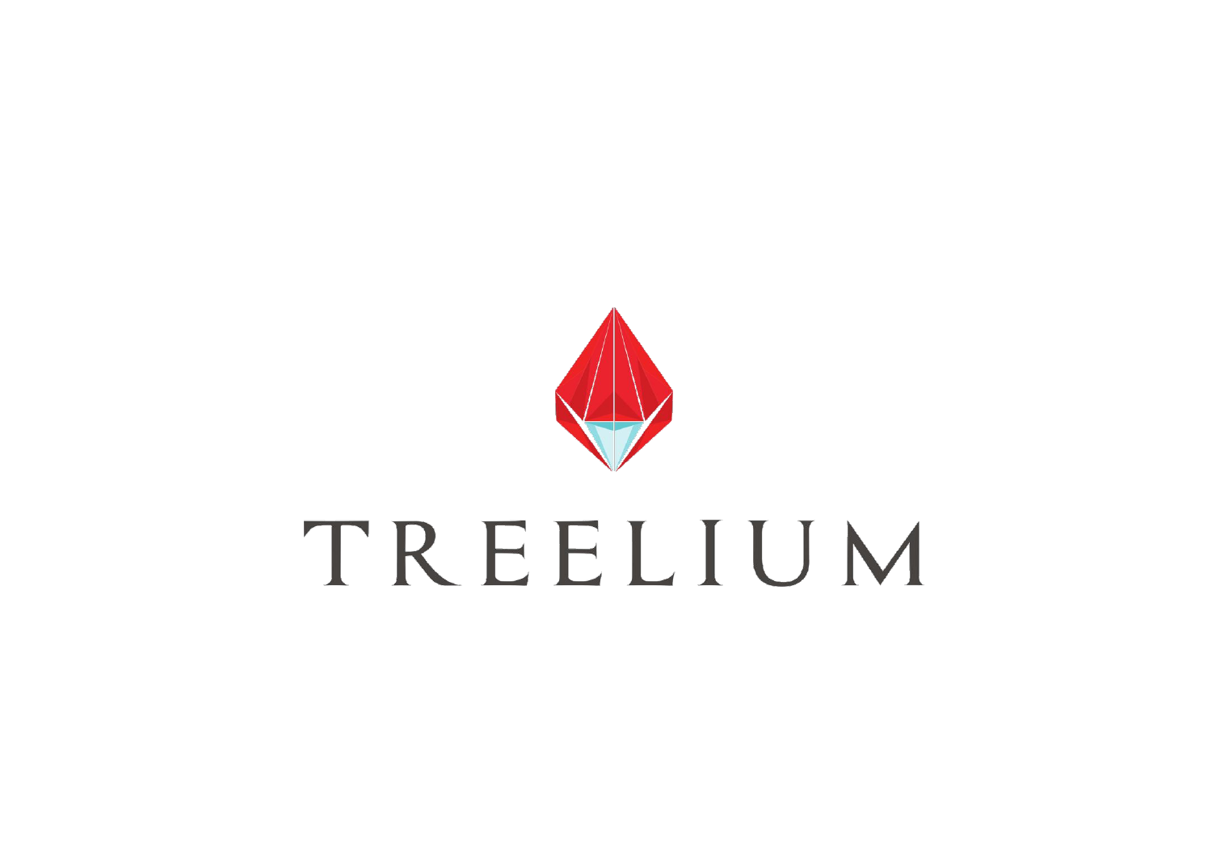TREELIUM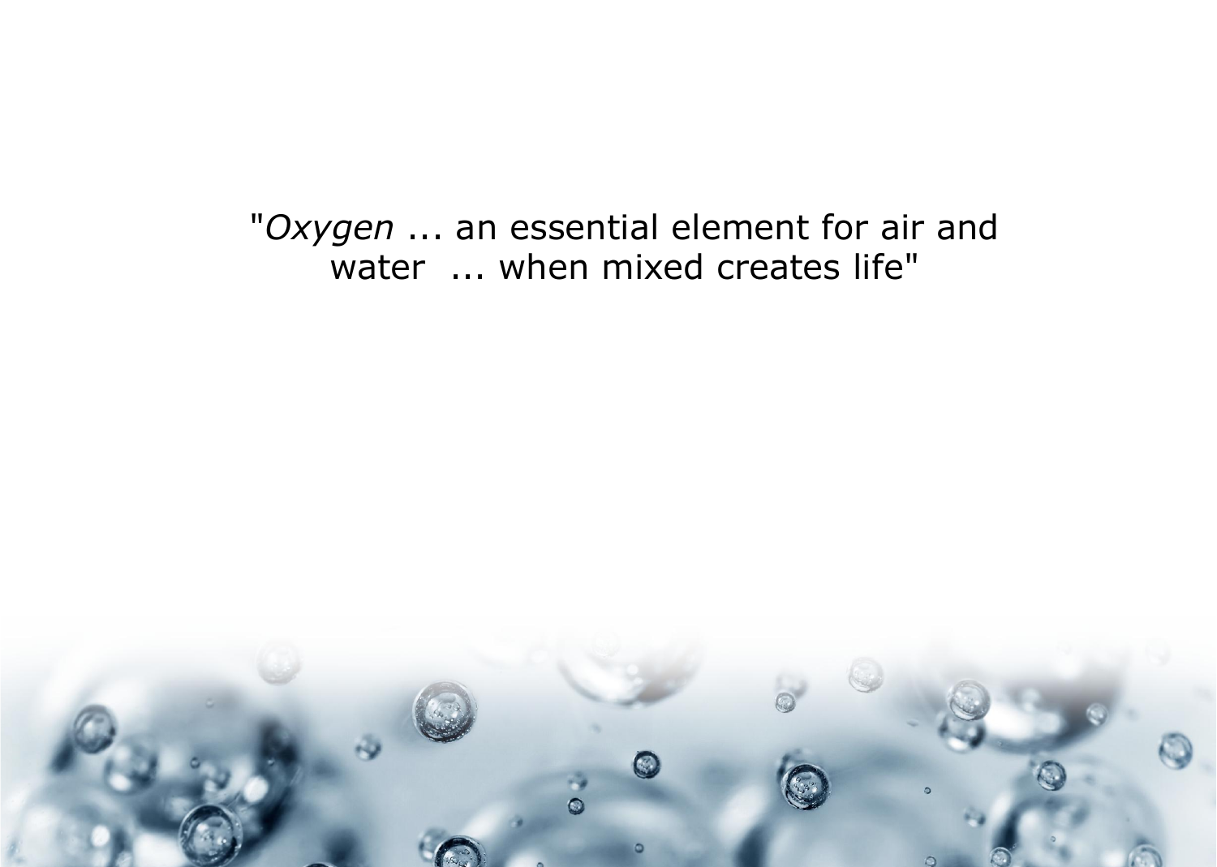"*Oxygen* ... an essential element for air and water ... when mixed creates life"